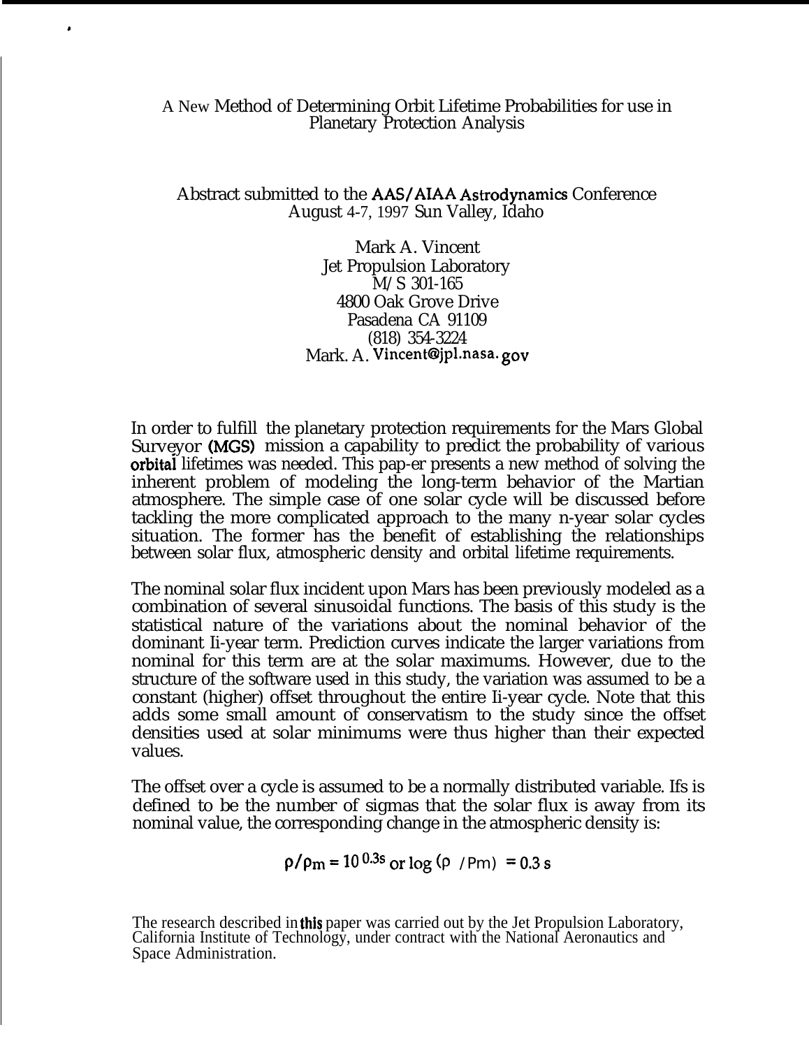# A New Method of Determining Orbit Lifetime Probabilities for use in Planetary Protection Analysis

Abstract submitted to the AAS/AIAA Astrodynamics Conference
August 4-7, 1997 Sun Valley, Idaho

Mark A. Vincent
Jet Propulsion Laboratory
M/S 301-165
4800 Oak Grove Drive
Pasadena CA 91109
(818) 354-3224
Mark. A. Vincent@jpl.nasa. gov

In order to fulfill the planetary protection requirements for the Mars Global Surveyor (MGS) mission a capability to predict the probability of various orbital lifetimes was needed. This pap-er presents a new method of solving the inherent problem of modeling the long-term behavior of the Martian atmosphere. The simple case of one solar cycle will be discussed before tackling the more complicated approach to the many n-year solar cycles situation. The former has the benefit of establishing the relationships between solar flux, atmospheric density and orbital lifetime requirements.

The nominal solar flux incident upon Mars has been previously modeled as a combination of several sinusoidal functions. The basis of this study is the statistical nature of the variations about the nominal behavior of the dominant Ii-year term. Prediction curves indicate the larger variations from nominal for this term are at the solar maximums. However, due to the structure of the software used in this study, the variation was assumed to be a constant (higher) offset throughout the entire Ii-year cycle. Note that this adds some small amount of conservatism to the study since the offset densities used at solar minimums were thus higher than their expected values.

The offset over a cycle is assumed to be a normally distributed variable. Ifs is defined to be the number of sigmas that the solar flux is away from its nominal value, the corresponding change in the atmospheric density is:

$$\rho/\rho_m = 10^{0.3s} \text{ or } \log(\rho / \rho_m) = 0.3\,s$$

The research described in this paper was carried out by the Jet Propulsion Laboratory, California Institute of Technology, under contract with the National Aeronautics and Space Administration.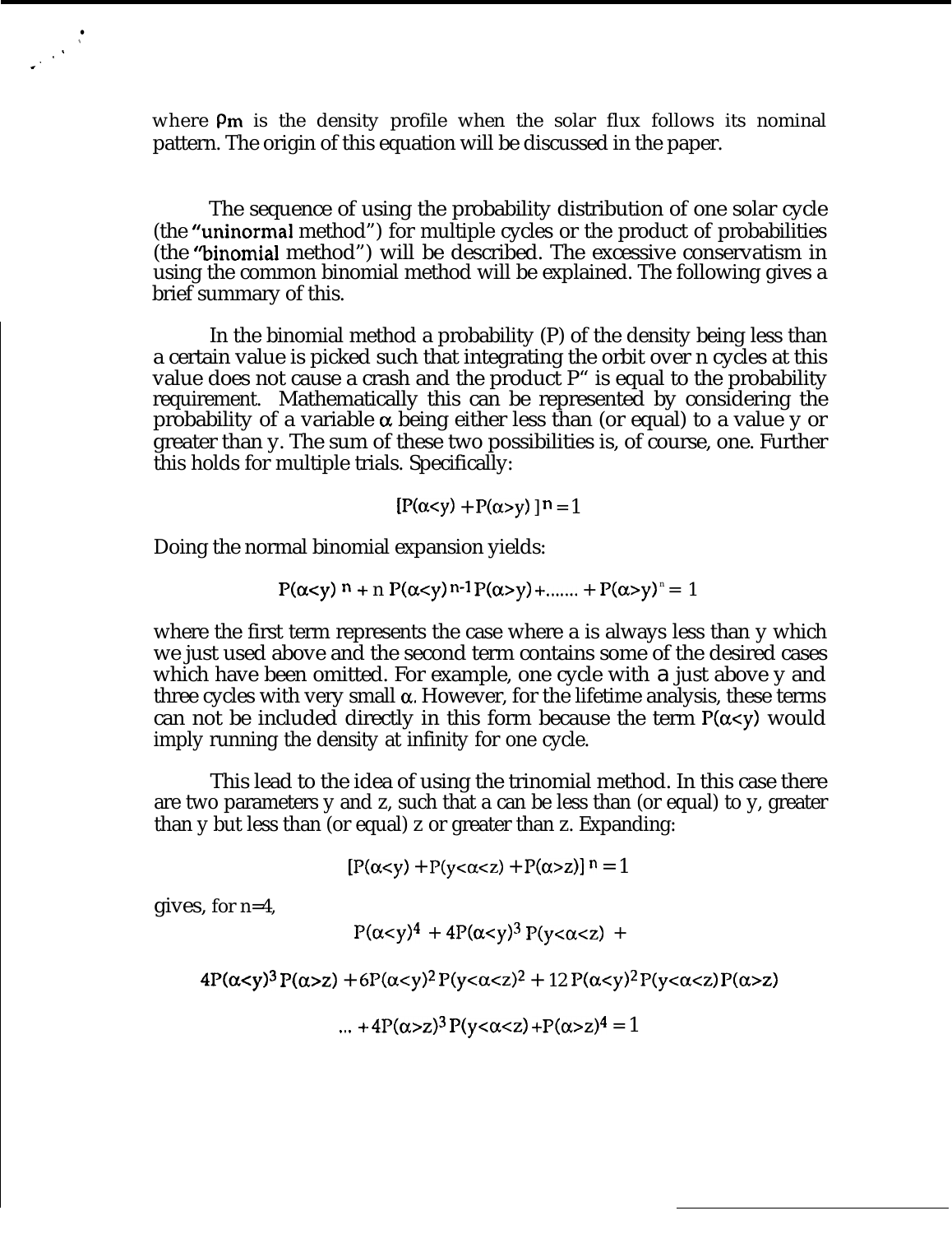where $\rho_m$ is the density profile when the solar flux follows its nominal pattern. The origin of this equation will be discussed in the paper.

The sequence of using the probability distribution of one solar cycle (the "uninormal method") for multiple cycles or the product of probabilities (the "binomial method") will be described. The excessive conservatism in using the common binomial method will be explained. The following gives a brief summary of this.

In the binomial method a probability (P) of the density being less than a certain value is picked such that integrating the orbit over n cycles at this value does not cause a crash and the product P" is equal to the probability requirement. Mathematically this can be represented by considering the probability of a variable $\alpha$ being either less than (or equal) to a value y or greater than y. The sum of these two possibilities is, of course, one. Further this holds for multiple trials. Specifically:

$$[P(\alpha<y) + P(\alpha>y)]^n = 1$$

Doing the normal binomial expansion yields:

$$P(\alpha<y)^n + n\,P(\alpha<y)^{n-1}P(\alpha>y) + \ldots\ldots + P(\alpha>y)^n = 1$$

where the first term represents the case where a is always less than y which we just used above and the second term contains some of the desired cases which have been omitted. For example, one cycle with a just above y and three cycles with very small $\alpha$. However, for the lifetime analysis, these terms can not be included directly in this form because the term $P(\alpha<y)$ would imply running the density at infinity for one cycle.

This lead to the idea of using the trinomial method. In this case there are two parameters y and z, such that a can be less than (or equal) to y, greater than y but less than (or equal) z or greater than z. Expanding:

$$[P(\alpha<y) + P(y<\alpha<z) + P(\alpha>z)]^n = 1$$

gives, for n=4,

$$P(\alpha<y)^4 + 4P(\alpha<y)^3 P(y<\alpha<z) +$$

$$4P(\alpha<y)^3 P(\alpha>z) + 6P(\alpha<y)^2 P(y<\alpha<z)^2 + 12\,P(\alpha<y)^2 P(y<\alpha<z) P(\alpha>z)$$

$$\ldots + 4P(\alpha>z)^3 P(y<\alpha<z) + P(\alpha>z)^4 = 1$$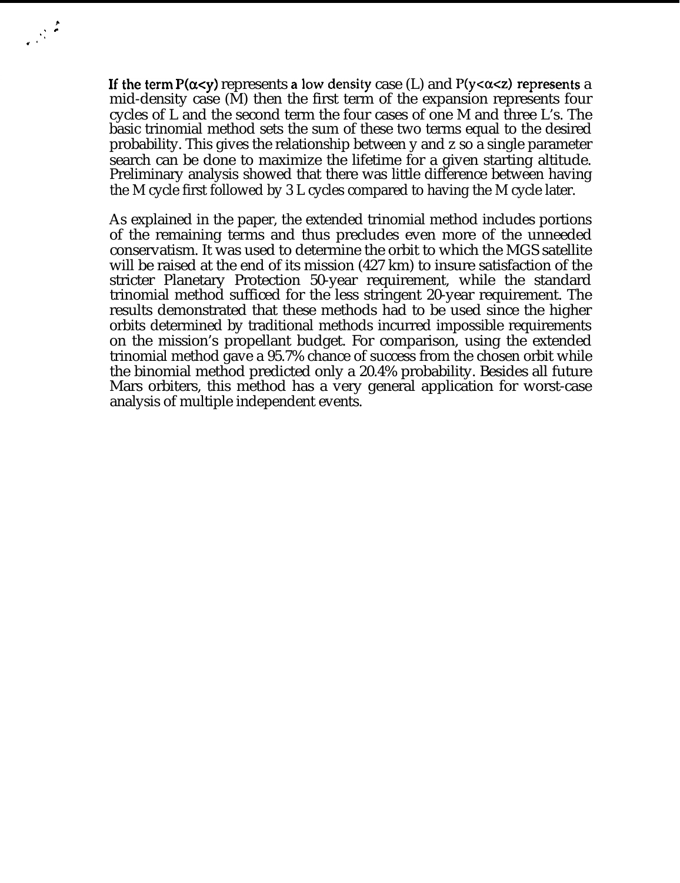If the term $P(\alpha<y)$ represents a low density case (L) and $P(y<\alpha<z)$ represents a mid-density case (M) then the first term of the expansion represents four cycles of L and the second term the four cases of one M and three L's. The basic trinomial method sets the sum of these two terms equal to the desired probability. This gives the relationship between y and z so a single parameter search can be done to maximize the lifetime for a given starting altitude. Preliminary analysis showed that there was little difference between having the M cycle first followed by 3 L cycles compared to having the M cycle later.

As explained in the paper, the extended trinomial method includes portions of the remaining terms and thus precludes even more of the unneeded conservatism. It was used to determine the orbit to which the MGS satellite will be raised at the end of its mission (427 km) to insure satisfaction of the stricter Planetary Protection 50-year requirement, while the standard trinomial method sufficed for the less stringent 20-year requirement. The results demonstrated that these methods had to be used since the higher orbits determined by traditional methods incurred impossible requirements on the mission's propellant budget. For comparison, using the extended trinomial method gave a 95.7% chance of success from the chosen orbit while the binomial method predicted only a 20.4% probability. Besides all future Mars orbiters, this method has a very general application for worst-case analysis of multiple independent events.